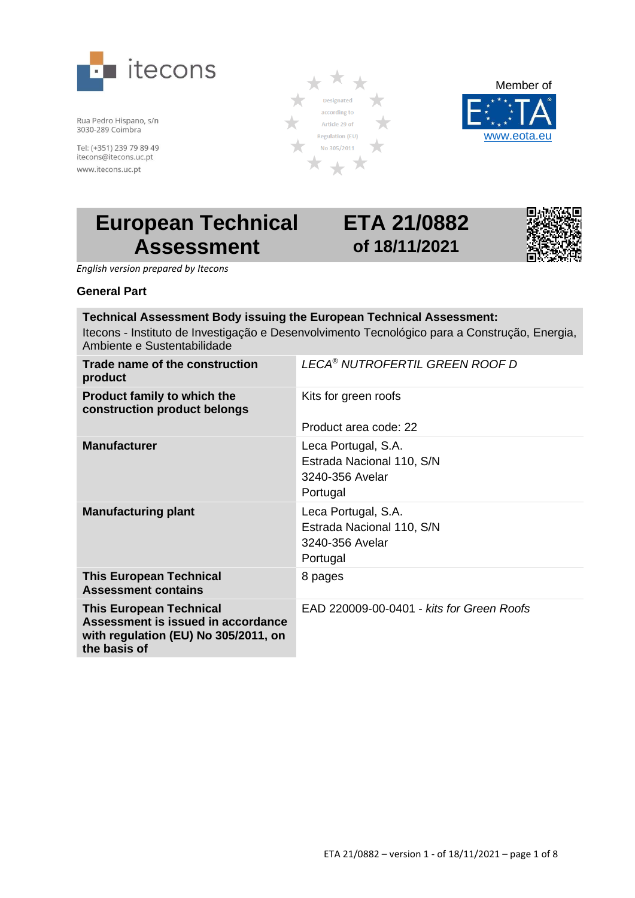itecons

Rua Pedro Hispano, s/n
3030-289 Coimbra

Tel: (+351) 239 79 89 49
itecons@itecons.uc.pt
www.itecons.uc.pt

Designated according to Article 29 of Regulation (EU) No 305/2011

Member of EOTA
www.eota.eu

# European Technical Assessment

# ETA 21/0882 of 18/11/2021

*English version prepared by Itecons*

**General Part**

| **Technical Assessment Body issuing the European Technical Assessment:** Itecons - Instituto de Investigação e Desenvolvimento Tecnológico para a Construção, Energia, Ambiente e Sustentabilidade | |
|---|---|
| **Trade name of the construction product** | *LECA® NUTROFERTIL GREEN ROOF D* |
| **Product family to which the construction product belongs** | Kits for green roofs<br><br>Product area code: 22 |
| **Manufacturer** | Leca Portugal, S.A.<br>Estrada Nacional 110, S/N<br>3240-356 Avelar<br>Portugal |
| **Manufacturing plant** | Leca Portugal, S.A.<br>Estrada Nacional 110, S/N<br>3240-356 Avelar<br>Portugal |
| **This European Technical Assessment contains** | 8 pages |
| **This European Technical Assessment is issued in accordance with regulation (EU) No 305/2011, on the basis of** | EAD 220009-00-0401 - *kits for Green Roofs* |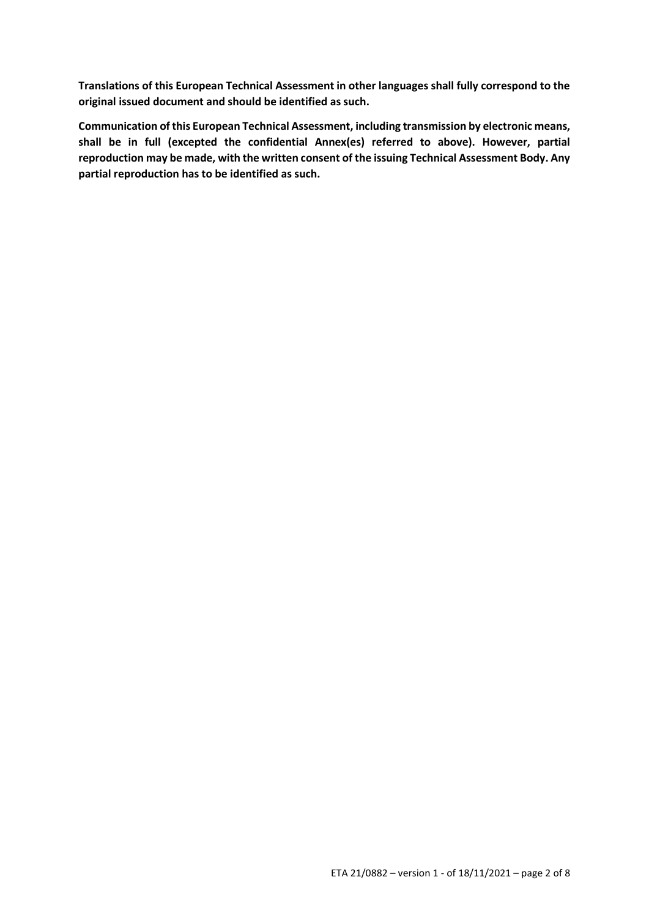**Translations of this European Technical Assessment in other languages shall fully correspond to the original issued document and should be identified as such.**

**Communication of this European Technical Assessment, including transmission by electronic means, shall be in full (excepted the confidential Annex(es) referred to above). However, partial reproduction may be made, with the written consent of the issuing Technical Assessment Body. Any partial reproduction has to be identified as such.**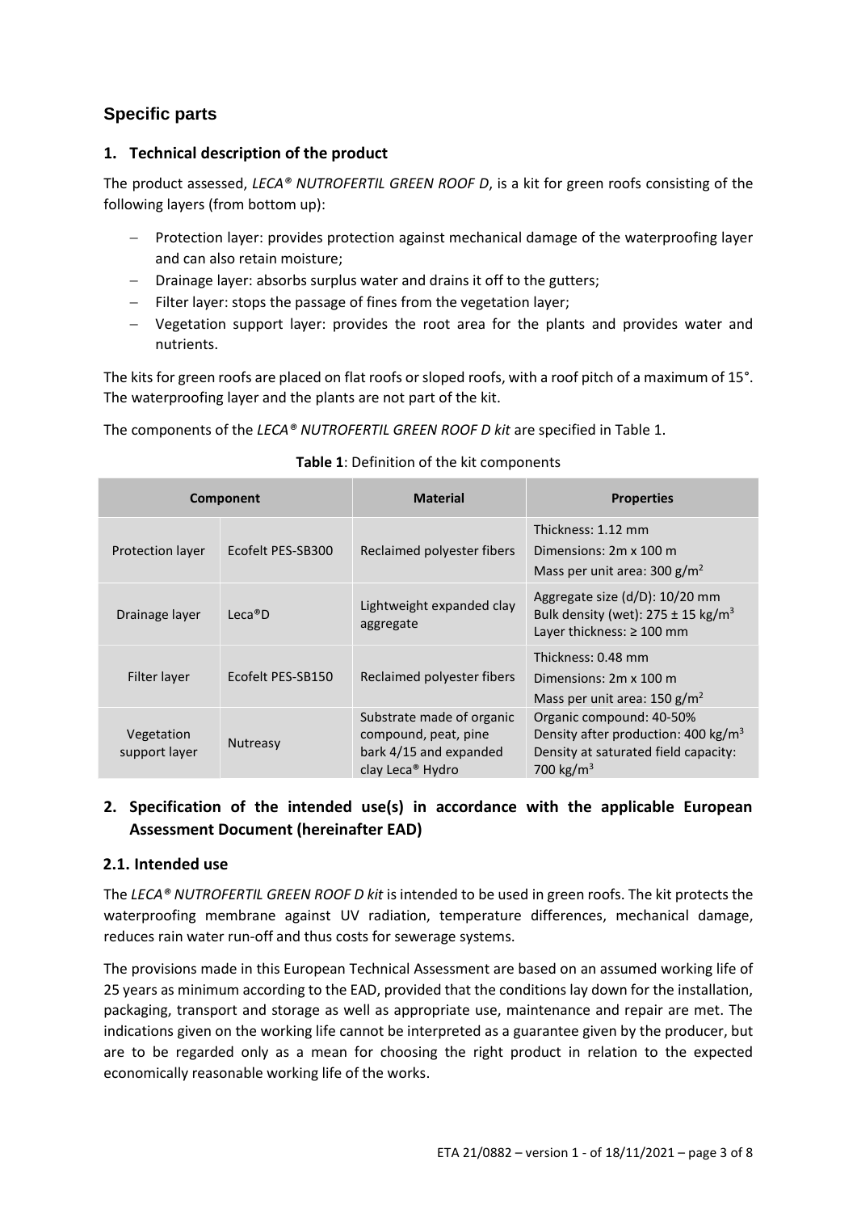## Specific parts

### 1. Technical description of the product

The product assessed, *LECA® NUTROFERTIL GREEN ROOF D*, is a kit for green roofs consisting of the following layers (from bottom up):

- Protection layer: provides protection against mechanical damage of the waterproofing layer and can also retain moisture;
- Drainage layer: absorbs surplus water and drains it off to the gutters;
- Filter layer: stops the passage of fines from the vegetation layer;
- Vegetation support layer: provides the root area for the plants and provides water and nutrients.

The kits for green roofs are placed on flat roofs or sloped roofs, with a roof pitch of a maximum of 15°. The waterproofing layer and the plants are not part of the kit.

The components of the *LECA® NUTROFERTIL GREEN ROOF D kit* are specified in Table 1.

**Table 1**: Definition of the kit components

| Component | | Material | Properties |
|---|---|---|---|
| Protection layer | Ecofelt PES-SB300 | Reclaimed polyester fibers | Thickness: 1.12 mm<br>Dimensions: 2m x 100 m<br>Mass per unit area: 300 g/m² |
| Drainage layer | Leca®D | Lightweight expanded clay aggregate | Aggregate size (d/D): 10/20 mm<br>Bulk density (wet): 275 ± 15 kg/m³<br>Layer thickness: ≥ 100 mm |
| Filter layer | Ecofelt PES-SB150 | Reclaimed polyester fibers | Thickness: 0.48 mm<br>Dimensions: 2m x 100 m<br>Mass per unit area: 150 g/m² |
| Vegetation support layer | Nutreasy | Substrate made of organic compound, peat, pine bark 4/15 and expanded clay Leca® Hydro | Organic compound: 40-50%<br>Density after production: 400 kg/m³<br>Density at saturated field capacity: 700 kg/m³ |

### 2. Specification of the intended use(s) in accordance with the applicable European Assessment Document (hereinafter EAD)

#### 2.1. Intended use

The *LECA® NUTROFERTIL GREEN ROOF D kit* is intended to be used in green roofs. The kit protects the waterproofing membrane against UV radiation, temperature differences, mechanical damage, reduces rain water run-off and thus costs for sewerage systems.

The provisions made in this European Technical Assessment are based on an assumed working life of 25 years as minimum according to the EAD, provided that the conditions lay down for the installation, packaging, transport and storage as well as appropriate use, maintenance and repair are met. The indications given on the working life cannot be interpreted as a guarantee given by the producer, but are to be regarded only as a mean for choosing the right product in relation to the expected economically reasonable working life of the works.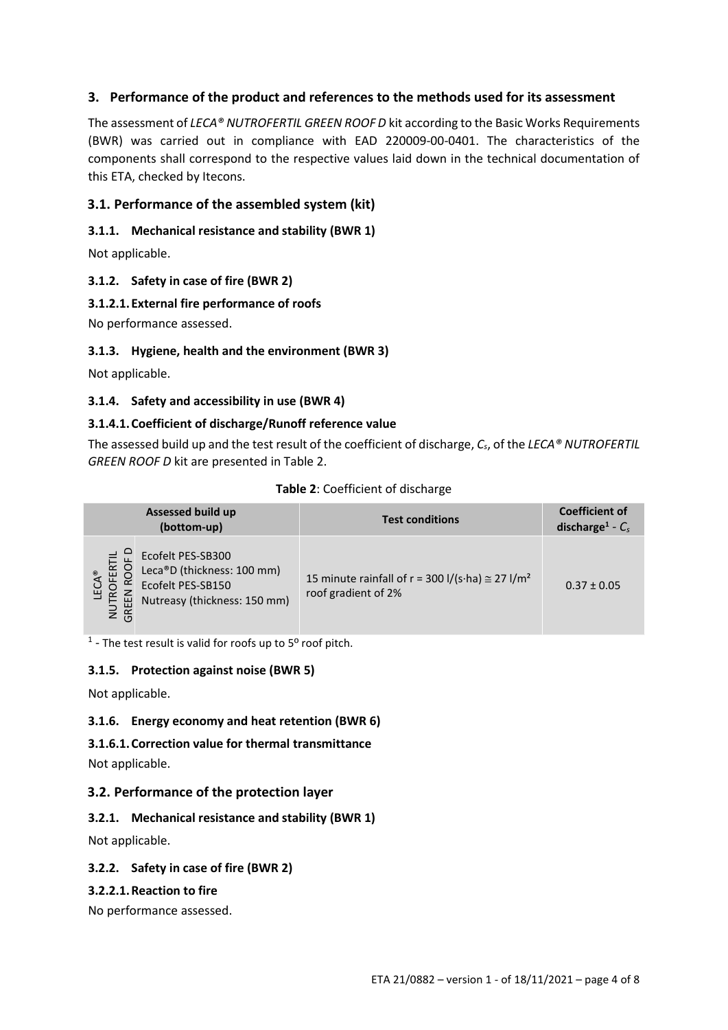## 3. Performance of the product and references to the methods used for its assessment

The assessment of *LECA® NUTROFERTIL GREEN ROOF D* kit according to the Basic Works Requirements (BWR) was carried out in compliance with EAD 220009-00-0401. The characteristics of the components shall correspond to the respective values laid down in the technical documentation of this ETA, checked by Itecons.

### 3.1. Performance of the assembled system (kit)

#### 3.1.1. Mechanical resistance and stability (BWR 1)

Not applicable.

#### 3.1.2. Safety in case of fire (BWR 2)

#### 3.1.2.1. External fire performance of roofs

No performance assessed.

#### 3.1.3. Hygiene, health and the environment (BWR 3)

Not applicable.

#### 3.1.4. Safety and accessibility in use (BWR 4)

#### 3.1.4.1. Coefficient of discharge/Runoff reference value

The assessed build up and the test result of the coefficient of discharge, $C_s$, of the *LECA® NUTROFERTIL GREEN ROOF D* kit are presented in Table 2.

**Table 2**: Coefficient of discharge

| Assessed build up (bottom-up) | | Test conditions | Coefficient of discharge[1] - $C_s$ |
|---|---|---|---|
| LECA® NUTROFERTIL GREEN ROOF D | Ecofelt PES-SB300<br>Leca®D (thickness: 100 mm)<br>Ecofelt PES-SB150<br>Nutreasy (thickness: 150 mm) | 15 minute rainfall of r = 300 l/(s·ha) ≅ 27 l/m² roof gradient of 2% | 0.37 ± 0.05 |

[1] - The test result is valid for roofs up to 5º roof pitch.

#### 3.1.5. Protection against noise (BWR 5)

Not applicable.

#### 3.1.6. Energy economy and heat retention (BWR 6)

#### 3.1.6.1. Correction value for thermal transmittance

Not applicable.

### 3.2. Performance of the protection layer

#### 3.2.1. Mechanical resistance and stability (BWR 1)

Not applicable.

#### 3.2.2. Safety in case of fire (BWR 2)

#### 3.2.2.1. Reaction to fire

No performance assessed.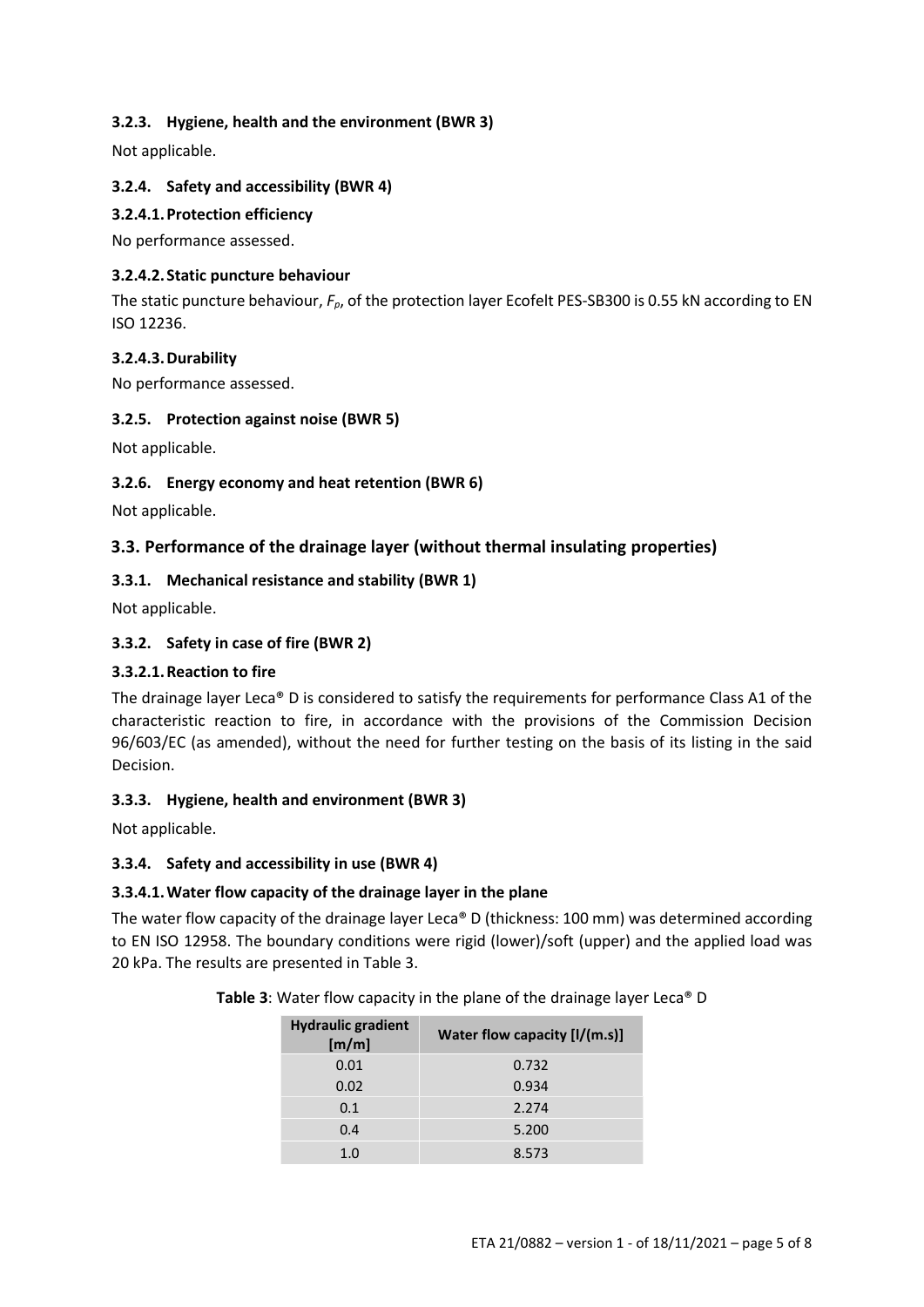### 3.2.3. Hygiene, health and the environment (BWR 3)

Not applicable.

### 3.2.4. Safety and accessibility (BWR 4)

#### 3.2.4.1. Protection efficiency

No performance assessed.

#### 3.2.4.2. Static puncture behaviour

The static puncture behaviour, $F_p$, of the protection layer Ecofelt PES-SB300 is 0.55 kN according to EN ISO 12236.

#### 3.2.4.3. Durability

No performance assessed.

### 3.2.5. Protection against noise (BWR 5)

Not applicable.

### 3.2.6. Energy economy and heat retention (BWR 6)

Not applicable.

## 3.3. Performance of the drainage layer (without thermal insulating properties)

### 3.3.1. Mechanical resistance and stability (BWR 1)

Not applicable.

### 3.3.2. Safety in case of fire (BWR 2)

#### 3.3.2.1. Reaction to fire

The drainage layer Leca® D is considered to satisfy the requirements for performance Class A1 of the characteristic reaction to fire, in accordance with the provisions of the Commission Decision 96/603/EC (as amended), without the need for further testing on the basis of its listing in the said Decision.

### 3.3.3. Hygiene, health and environment (BWR 3)

Not applicable.

### 3.3.4. Safety and accessibility in use (BWR 4)

#### 3.3.4.1. Water flow capacity of the drainage layer in the plane

The water flow capacity of the drainage layer Leca® D (thickness: 100 mm) was determined according to EN ISO 12958. The boundary conditions were rigid (lower)/soft (upper) and the applied load was 20 kPa. The results are presented in Table 3.

**Table 3**: Water flow capacity in the plane of the drainage layer Leca® D

| Hydraulic gradient [m/m] | Water flow capacity [l/(m.s)] |
|---|---|
| 0.01 | 0.732 |
| 0.02 | 0.934 |
| 0.1 | 2.274 |
| 0.4 | 5.200 |
| 1.0 | 8.573 |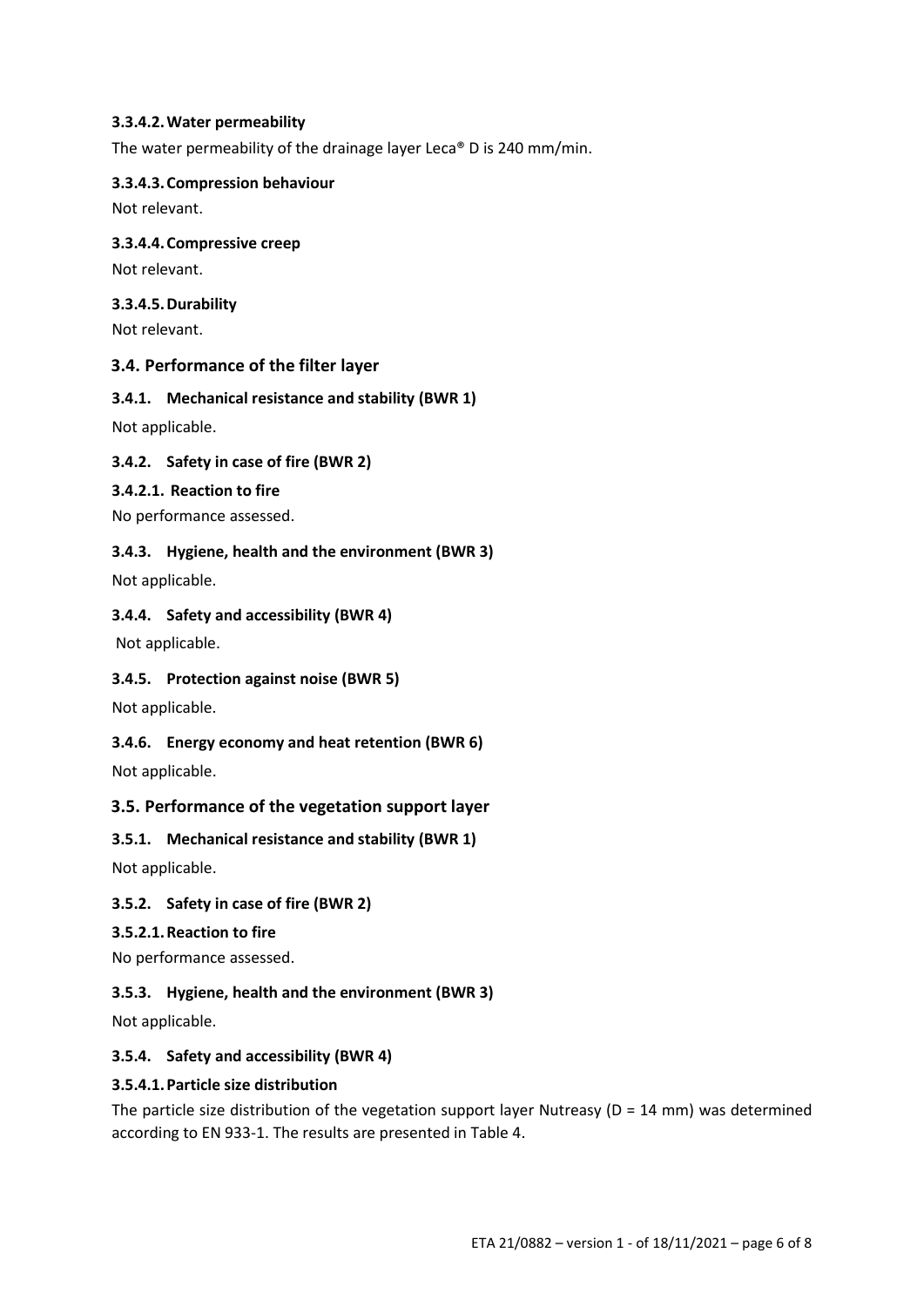#### 3.3.4.2. Water permeability

The water permeability of the drainage layer Leca® D is 240 mm/min.

#### 3.3.4.3. Compression behaviour

Not relevant.

#### 3.3.4.4. Compressive creep

Not relevant.

#### 3.3.4.5. Durability

Not relevant.

## 3.4. Performance of the filter layer

### 3.4.1. Mechanical resistance and stability (BWR 1)

Not applicable.

### 3.4.2. Safety in case of fire (BWR 2)

#### 3.4.2.1. Reaction to fire

No performance assessed.

### 3.4.3. Hygiene, health and the environment (BWR 3)

Not applicable.

### 3.4.4. Safety and accessibility (BWR 4)

Not applicable.

### 3.4.5. Protection against noise (BWR 5)

Not applicable.

### 3.4.6. Energy economy and heat retention (BWR 6)

Not applicable.

## 3.5. Performance of the vegetation support layer

### 3.5.1. Mechanical resistance and stability (BWR 1)

Not applicable.

### 3.5.2. Safety in case of fire (BWR 2)

#### 3.5.2.1. Reaction to fire

No performance assessed.

### 3.5.3. Hygiene, health and the environment (BWR 3)

Not applicable.

### 3.5.4. Safety and accessibility (BWR 4)

#### 3.5.4.1. Particle size distribution

The particle size distribution of the vegetation support layer Nutreasy (D = 14 mm) was determined according to EN 933-1. The results are presented in Table 4.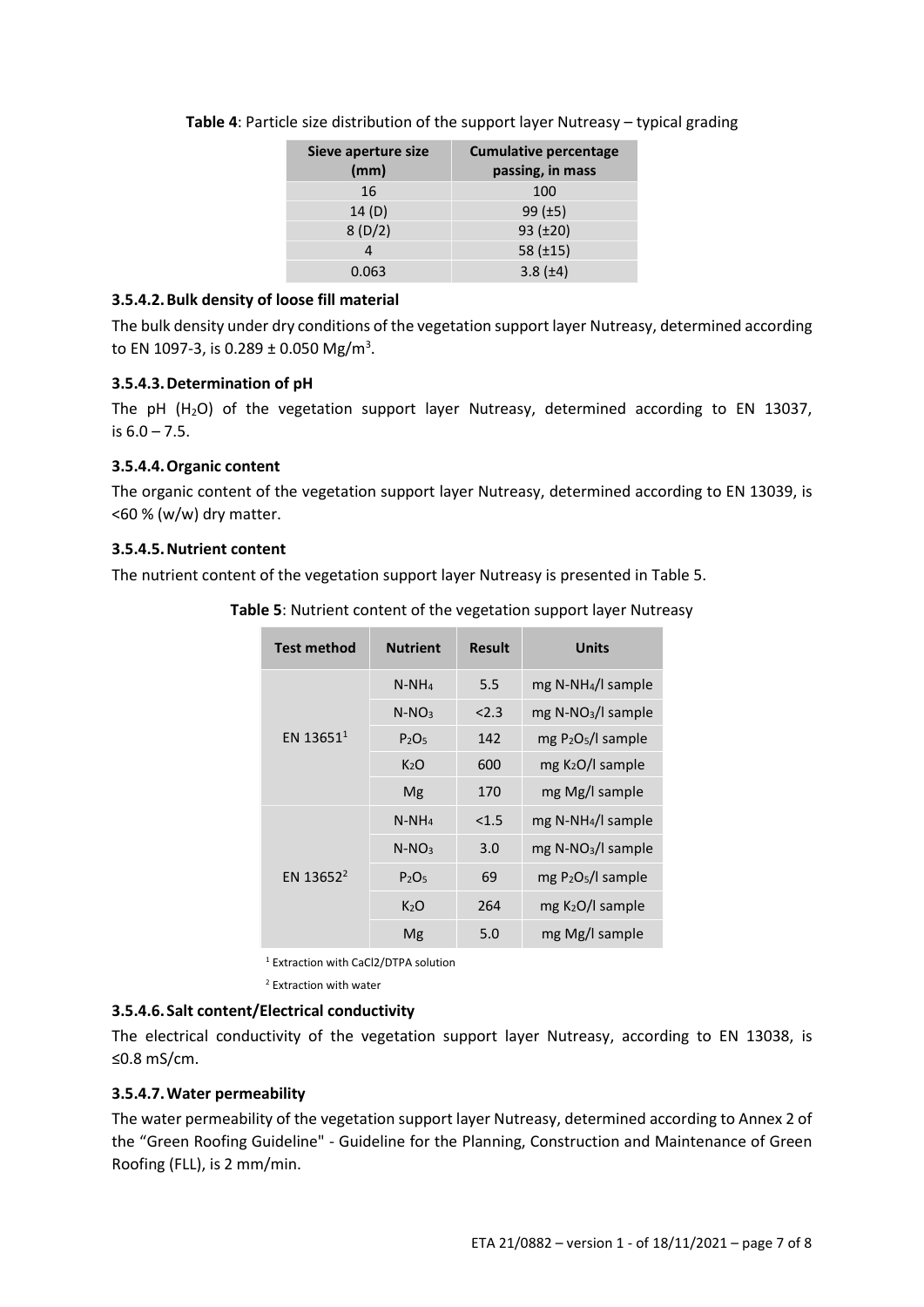**Table 4**: Particle size distribution of the support layer Nutreasy – typical grading

| Sieve aperture size (mm) | Cumulative percentage passing, in mass |
|---|---|
| 16 | 100 |
| 14 (D) | 99 (±5) |
| 8 (D/2) | 93 (±20) |
| 4 | 58 (±15) |
| 0.063 | 3.8 (±4) |

### 3.5.4.2. Bulk density of loose fill material

The bulk density under dry conditions of the vegetation support layer Nutreasy, determined according to EN 1097-3, is 0.289 ± 0.050 $Mg/m^3$.

### 3.5.4.3. Determination of pH

The pH ($H_2O$) of the vegetation support layer Nutreasy, determined according to EN 13037, is 6.0 – 7.5.

### 3.5.4.4. Organic content

The organic content of the vegetation support layer Nutreasy, determined according to EN 13039, is <60 % (w/w) dry matter.

### 3.5.4.5. Nutrient content

The nutrient content of the vegetation support layer Nutreasy is presented in Table 5.

**Table 5**: Nutrient content of the vegetation support layer Nutreasy

| Test method | Nutrient | Result | Units |
|---|---|---|---|
| EN 13651[1] | $N\text{-}NH_4$ | 5.5 | mg $N\text{-}NH_4$/l sample |
| | $N\text{-}NO_3$ | <2.3 | mg $N\text{-}NO_3$/l sample |
| | $P_2O_5$ | 142 | mg $P_2O_5$/l sample |
| | $K_2O$ | 600 | mg $K_2O$/l sample |
| | Mg | 170 | mg Mg/l sample |
| EN 13652[2] | $N\text{-}NH_4$ | <1.5 | mg $N\text{-}NH_4$/l sample |
| | $N\text{-}NO_3$ | 3.0 | mg $N\text{-}NO_3$/l sample |
| | $P_2O_5$ | 69 | mg $P_2O_5$/l sample |
| | $K_2O$ | 264 | mg $K_2O$/l sample |
| | Mg | 5.0 | mg Mg/l sample |

[1] Extraction with CaCl2/DTPA solution

[2] Extraction with water

### 3.5.4.6. Salt content/Electrical conductivity

The electrical conductivity of the vegetation support layer Nutreasy, according to EN 13038, is ≤0.8 mS/cm.

### 3.5.4.7. Water permeability

The water permeability of the vegetation support layer Nutreasy, determined according to Annex 2 of the "Green Roofing Guideline" - Guideline for the Planning, Construction and Maintenance of Green Roofing (FLL), is 2 mm/min.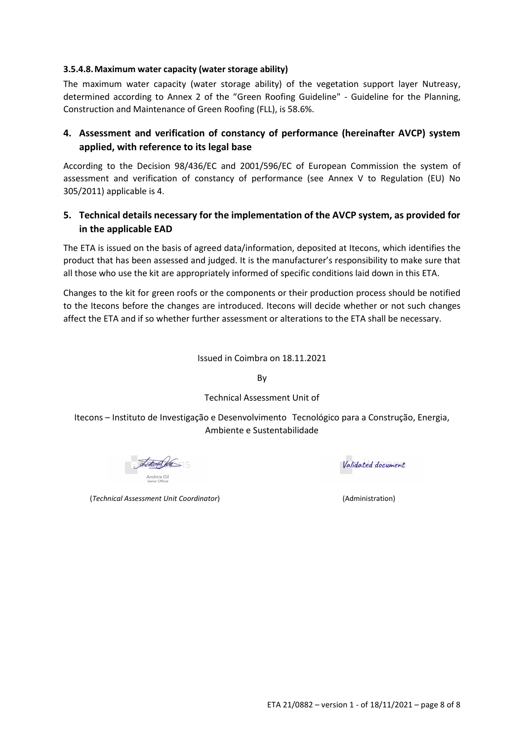#### 3.5.4.8. Maximum water capacity (water storage ability)

The maximum water capacity (water storage ability) of the vegetation support layer Nutreasy, determined according to Annex 2 of the "Green Roofing Guideline" - Guideline for the Planning, Construction and Maintenance of Green Roofing (FLL), is 58.6%.

## 4. Assessment and verification of constancy of performance (hereinafter AVCP) system applied, with reference to its legal base

According to the Decision 98/436/EC and 2001/596/EC of European Commission the system of assessment and verification of constancy of performance (see Annex V to Regulation (EU) No 305/2011) applicable is 4.

## 5. Technical details necessary for the implementation of the AVCP system, as provided for in the applicable EAD

The ETA is issued on the basis of agreed data/information, deposited at Itecons, which identifies the product that has been assessed and judged. It is the manufacturer's responsibility to make sure that all those who use the kit are appropriately informed of specific conditions laid down in this ETA.

Changes to the kit for green roofs or the components or their production process should be notified to the Itecons before the changes are introduced. Itecons will decide whether or not such changes affect the ETA and if so whether further assessment or alterations to the ETA shall be necessary.

Issued in Coimbra on 18.11.2021

By

Technical Assessment Unit of

Itecons – Instituto de Investigação e Desenvolvimento Tecnológico para a Construção, Energia, Ambiente e Sustentabilidade

Andreia Gil
Senior Official

*Validated document*

(*Technical Assessment Unit Coordinator*) (Administration)